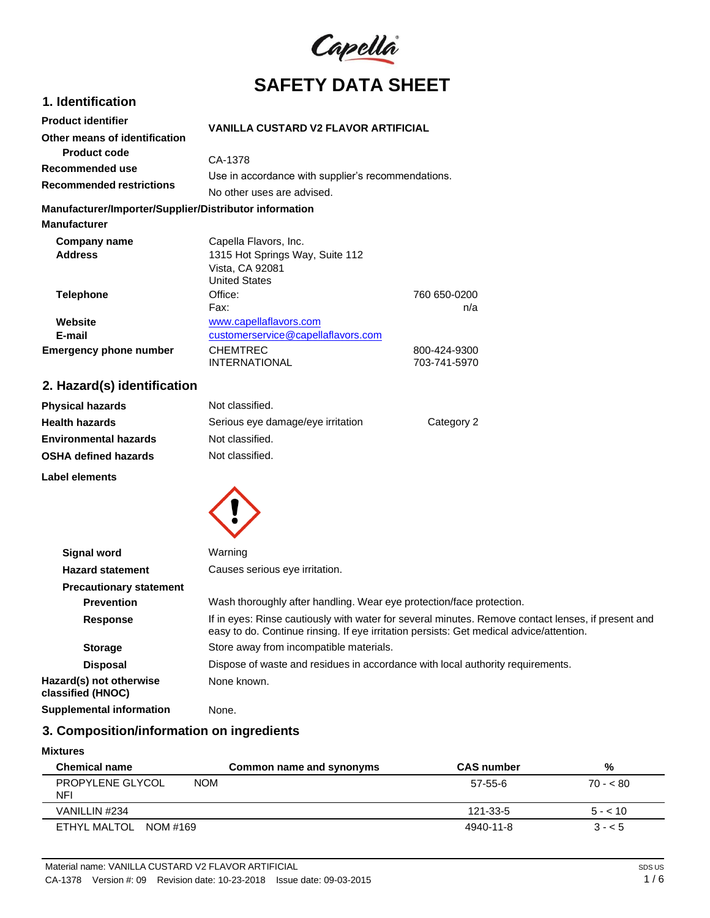# SAFETY DATA SHEET

## 1. Identification

**Product identifier** VANILLA CUSTARD V2 FLAVOR ARTIFICIAL

**Other means of identification**

**Product code** CA-1378

**Recommended use** Use in accordance with supplier's recommendations.

**Recommended restrictions** No other uses are advised.

**Manufacturer/Importer/Supplier/Distributor information**

**Manufacturer**

**Company name** Capella Flavors, Inc.

**Address** 1315 Hot Springs Way, Suite 112
Vista, CA 92081
United States

**Telephone** Office: 760 650-0200
Fax: n/a

**Website** www.capellaflavors.com

**E-mail** customerservice@capellaflavors.com

**Emergency phone number** CHEMTREC 800-424-9300
INTERNATIONAL 703-741-5970

## 2. Hazard(s) identification

**Physical hazards** Not classified.

**Health hazards** Serious eye damage/eye irritation Category 2

**Environmental hazards** Not classified.

**OSHA defined hazards** Not classified.

**Label elements**

**Signal word** Warning

**Hazard statement** Causes serious eye irritation.

**Precautionary statement**

**Prevention** Wash thoroughly after handling. Wear eye protection/face protection.

**Response** If in eyes: Rinse cautiously with water for several minutes. Remove contact lenses, if present and easy to do. Continue rinsing. If eye irritation persists: Get medical advice/attention.

**Storage** Store away from incompatible materials.

**Disposal** Dispose of waste and residues in accordance with local authority requirements.

**Hazard(s) not otherwise classified (HNOC)** None known.

**Supplemental information** None.

## 3. Composition/information on ingredients

**Mixtures**

| Chemical name | Common name and synonyms | CAS number | % |
|---|---|---|---|
| PROPYLENE GLYCOL NOM NFI | | 57-55-6 | 70 - < 80 |
| VANILLIN #234 | | 121-33-5 | 5 - < 10 |
| ETHYL MALTOL NOM #169 | | 4940-11-8 | 3 - < 5 |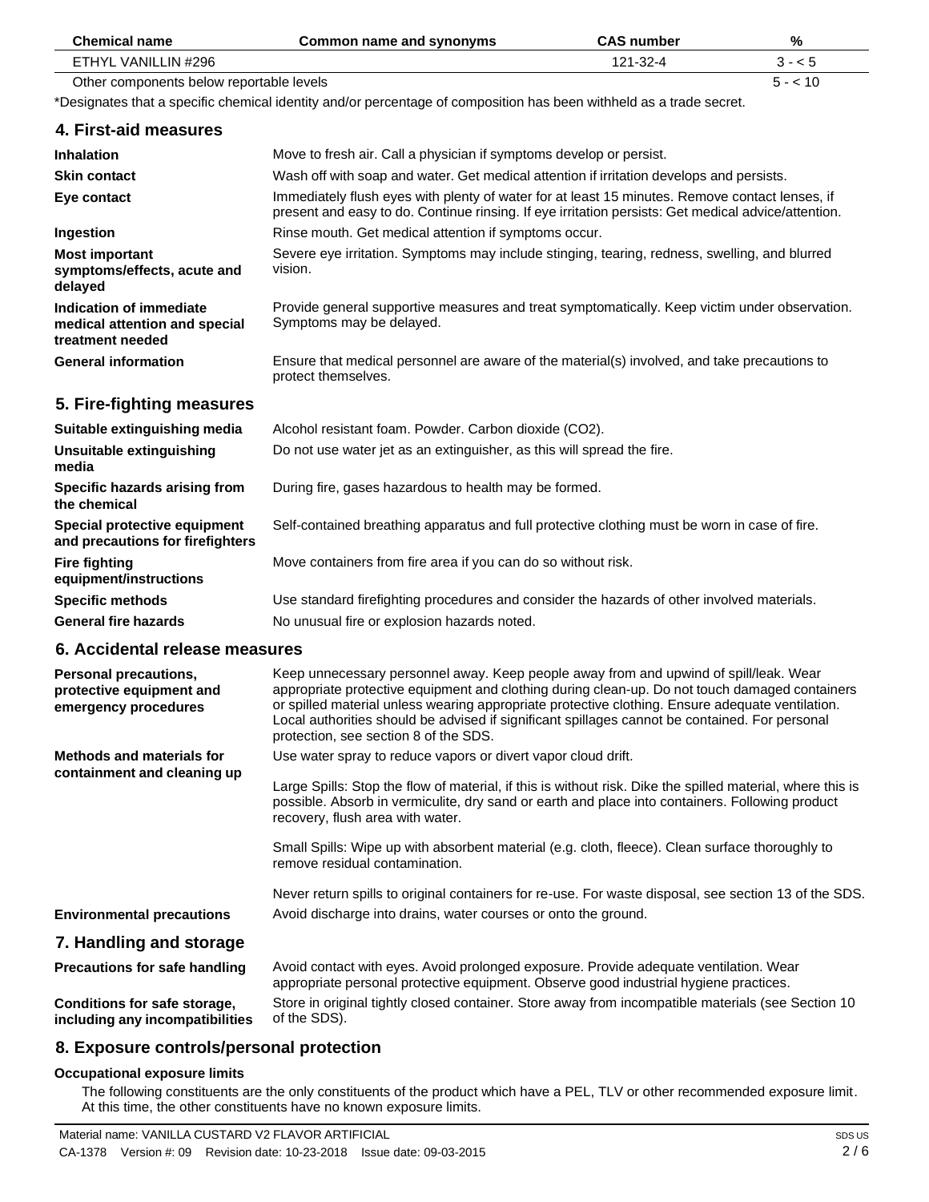| Chemical name | Common name and synonyms | CAS number | % |
| --- | --- | --- | --- |
| ETHYL VANILLIN #296 | | 121-32-4 | 3 - < 5 |
| Other components below reportable levels | | | 5 - < 10 |

*Designates that a specific chemical identity and/or percentage of composition has been withheld as a trade secret.

## 4. First-aid measures

| | |
| --- | --- |
| **Inhalation** | Move to fresh air. Call a physician if symptoms develop or persist. |
| **Skin contact** | Wash off with soap and water. Get medical attention if irritation develops and persists. |
| **Eye contact** | Immediately flush eyes with plenty of water for at least 15 minutes. Remove contact lenses, if present and easy to do. Continue rinsing. If eye irritation persists: Get medical advice/attention. |
| **Ingestion** | Rinse mouth. Get medical attention if symptoms occur. |
| **Most important symptoms/effects, acute and delayed** | Severe eye irritation. Symptoms may include stinging, tearing, redness, swelling, and blurred vision. |
| **Indication of immediate medical attention and special treatment needed** | Provide general supportive measures and treat symptomatically. Keep victim under observation. Symptoms may be delayed. |
| **General information** | Ensure that medical personnel are aware of the material(s) involved, and take precautions to protect themselves. |

## 5. Fire-fighting measures

| | |
| --- | --- |
| **Suitable extinguishing media** | Alcohol resistant foam. Powder. Carbon dioxide ($CO_2$). |
| **Unsuitable extinguishing media** | Do not use water jet as an extinguisher, as this will spread the fire. |
| **Specific hazards arising from the chemical** | During fire, gases hazardous to health may be formed. |
| **Special protective equipment and precautions for firefighters** | Self-contained breathing apparatus and full protective clothing must be worn in case of fire. |
| **Fire fighting equipment/instructions** | Move containers from fire area if you can do so without risk. |
| **Specific methods** | Use standard firefighting procedures and consider the hazards of other involved materials. |
| **General fire hazards** | No unusual fire or explosion hazards noted. |

## 6. Accidental release measures

| | |
| --- | --- |
| **Personal precautions, protective equipment and emergency procedures** | Keep unnecessary personnel away. Keep people away from and upwind of spill/leak. Wear appropriate protective equipment and clothing during clean-up. Do not touch damaged containers or spilled material unless wearing appropriate protective clothing. Ensure adequate ventilation. Local authorities should be advised if significant spillages cannot be contained. For personal protection, see section 8 of the SDS. |
| **Methods and materials for containment and cleaning up** | Use water spray to reduce vapors or divert vapor cloud drift.<br><br>Large Spills: Stop the flow of material, if this is without risk. Dike the spilled material, where this is possible. Absorb in vermiculite, dry sand or earth and place into containers. Following product recovery, flush area with water.<br><br>Small Spills: Wipe up with absorbent material (e.g. cloth, fleece). Clean surface thoroughly to remove residual contamination.<br><br>Never return spills to original containers for re-use. For waste disposal, see section 13 of the SDS. |
| **Environmental precautions** | Avoid discharge into drains, water courses or onto the ground. |

## 7. Handling and storage

| | |
| --- | --- |
| **Precautions for safe handling** | Avoid contact with eyes. Avoid prolonged exposure. Provide adequate ventilation. Wear appropriate personal protective equipment. Observe good industrial hygiene practices. |
| **Conditions for safe storage, including any incompatibilities** | Store in original tightly closed container. Store away from incompatible materials (see Section 10 of the SDS). |

## 8. Exposure controls/personal protection

### Occupational exposure limits

The following constituents are the only constituents of the product which have a PEL, TLV or other recommended exposure limit. At this time, the other constituents have no known exposure limits.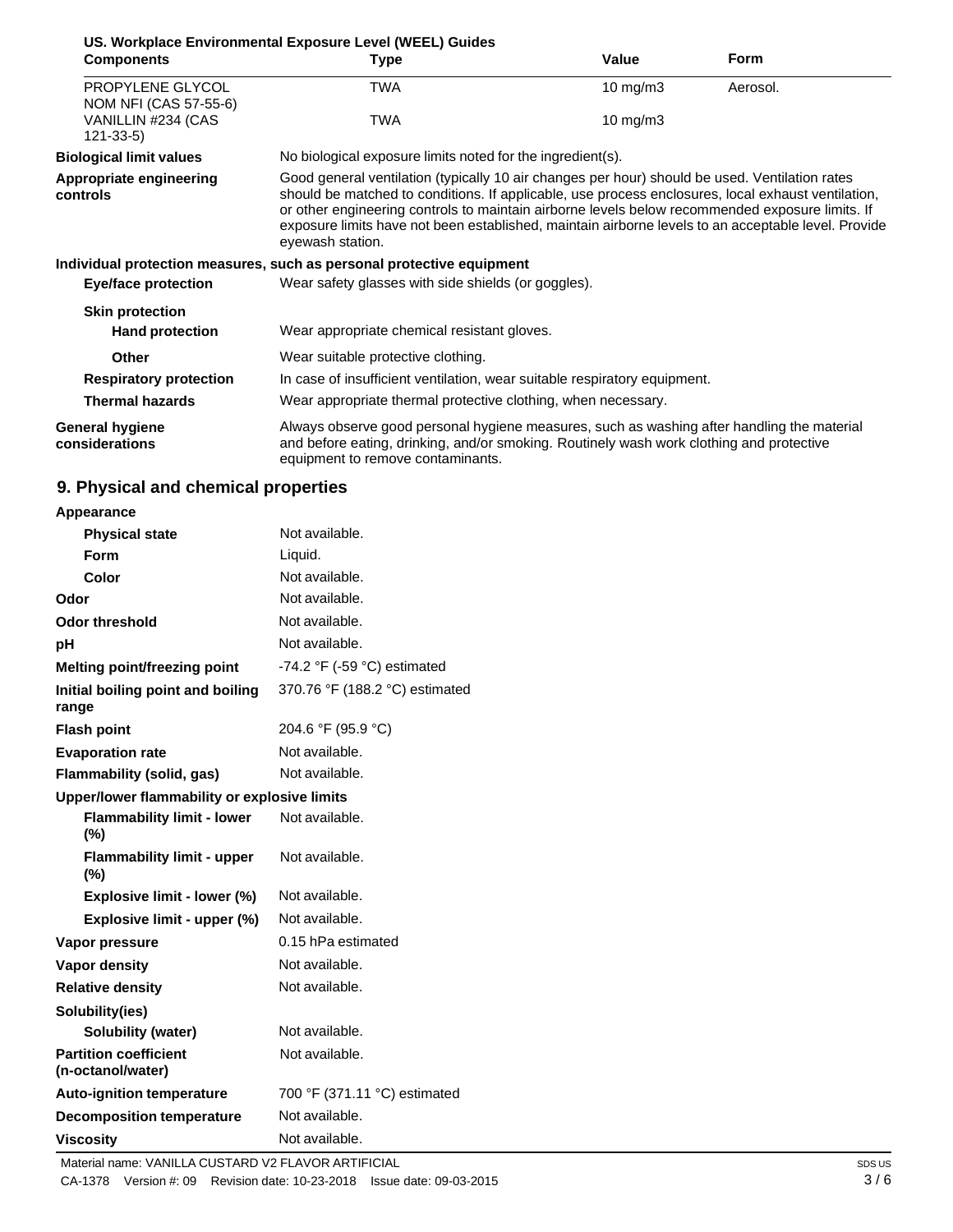**US. Workplace Environmental Exposure Level (WEEL) Guides**

| Components | Type | Value | Form |
|---|---|---|---|
| PROPYLENE GLYCOL NOM NFI (CAS 57-55-6) | TWA | 10 mg/m3 | Aerosol. |
| VANILLIN #234 (CAS 121-33-5) | TWA | 10 mg/m3 | |

**Biological limit values**
No biological exposure limits noted for the ingredient(s).

**Appropriate engineering controls**
Good general ventilation (typically 10 air changes per hour) should be used. Ventilation rates should be matched to conditions. If applicable, use process enclosures, local exhaust ventilation, or other engineering controls to maintain airborne levels below recommended exposure limits. If exposure limits have not been established, maintain airborne levels to an acceptable level. Provide eyewash station.

**Individual protection measures, such as personal protective equipment**

**Eye/face protection**
Wear safety glasses with side shields (or goggles).

**Skin protection**

**Hand protection**
Wear appropriate chemical resistant gloves.

**Other**
Wear suitable protective clothing.

**Respiratory protection**
In case of insufficient ventilation, wear suitable respiratory equipment.

**Thermal hazards**
Wear appropriate thermal protective clothing, when necessary.

**General hygiene considerations**
Always observe good personal hygiene measures, such as washing after handling the material and before eating, drinking, and/or smoking. Routinely wash work clothing and protective equipment to remove contaminants.

## 9. Physical and chemical properties

| Property | Value |
|---|---|
| **Appearance** | |
| Physical state | Not available. |
| Form | Liquid. |
| Color | Not available. |
| **Odor** | Not available. |
| **Odor threshold** | Not available. |
| **pH** | Not available. |
| **Melting point/freezing point** | -74.2 °F (-59 °C) estimated |
| **Initial boiling point and boiling range** | 370.76 °F (188.2 °C) estimated |
| **Flash point** | 204.6 °F (95.9 °C) |
| **Evaporation rate** | Not available. |
| **Flammability (solid, gas)** | Not available. |
| **Upper/lower flammability or explosive limits** | |
| Flammability limit - lower (%) | Not available. |
| Flammability limit - upper (%) | Not available. |
| Explosive limit - lower (%) | Not available. |
| Explosive limit - upper (%) | Not available. |
| **Vapor pressure** | 0.15 hPa estimated |
| **Vapor density** | Not available. |
| **Relative density** | Not available. |
| **Solubility(ies)** | |
| Solubility (water) | Not available. |
| **Partition coefficient (n-octanol/water)** | Not available. |
| **Auto-ignition temperature** | 700 °F (371.11 °C) estimated |
| **Decomposition temperature** | Not available. |
| **Viscosity** | Not available. |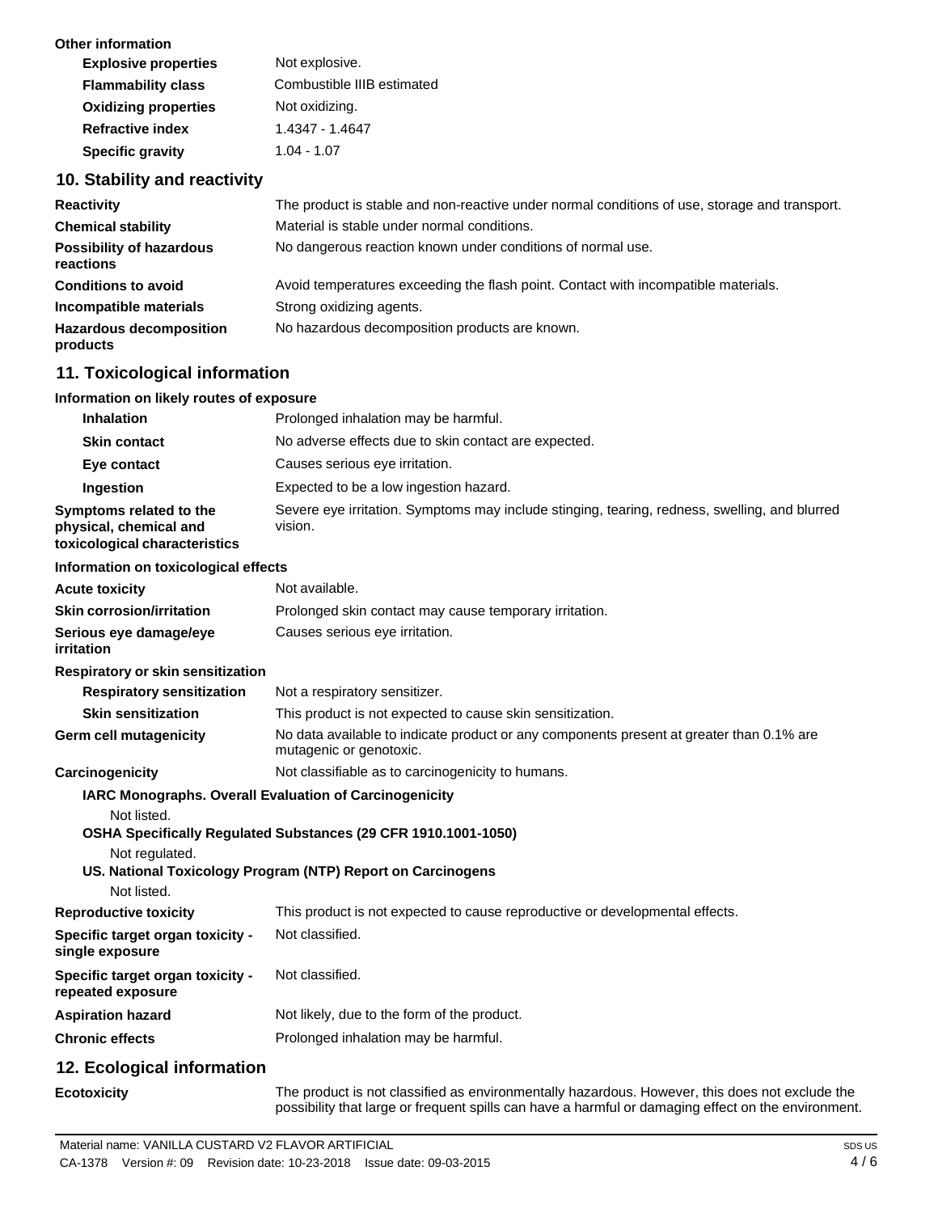**Other information**

| | |
|---|---|
| **Explosive properties** | Not explosive. |
| **Flammability class** | Combustible IIIB estimated |
| **Oxidizing properties** | Not oxidizing. |
| **Refractive index** | 1.4347 - 1.4647 |
| **Specific gravity** | 1.04 - 1.07 |

## 10. Stability and reactivity

| | |
|---|---|
| **Reactivity** | The product is stable and non-reactive under normal conditions of use, storage and transport. |
| **Chemical stability** | Material is stable under normal conditions. |
| **Possibility of hazardous reactions** | No dangerous reaction known under conditions of normal use. |
| **Conditions to avoid** | Avoid temperatures exceeding the flash point. Contact with incompatible materials. |
| **Incompatible materials** | Strong oxidizing agents. |
| **Hazardous decomposition products** | No hazardous decomposition products are known. |

## 11. Toxicological information

**Information on likely routes of exposure**

| | |
|---|---|
| **Inhalation** | Prolonged inhalation may be harmful. |
| **Skin contact** | No adverse effects due to skin contact are expected. |
| **Eye contact** | Causes serious eye irritation. |
| **Ingestion** | Expected to be a low ingestion hazard. |
| **Symptoms related to the physical, chemical and toxicological characteristics** | Severe eye irritation. Symptoms may include stinging, tearing, redness, swelling, and blurred vision. |

**Information on toxicological effects**

| | |
|---|---|
| **Acute toxicity** | Not available. |
| **Skin corrosion/irritation** | Prolonged skin contact may cause temporary irritation. |
| **Serious eye damage/eye irritation** | Causes serious eye irritation. |

**Respiratory or skin sensitization**

| | |
|---|---|
| **Respiratory sensitization** | Not a respiratory sensitizer. |
| **Skin sensitization** | This product is not expected to cause skin sensitization. |
| **Germ cell mutagenicity** | No data available to indicate product or any components present at greater than 0.1% are mutagenic or genotoxic. |
| **Carcinogenicity** | Not classifiable as to carcinogenicity to humans. |

**IARC Monographs. Overall Evaluation of Carcinogenicity**

Not listed.

**OSHA Specifically Regulated Substances (29 CFR 1910.1001-1050)**

Not regulated.

**US. National Toxicology Program (NTP) Report on Carcinogens**

Not listed.

| | |
|---|---|
| **Reproductive toxicity** | This product is not expected to cause reproductive or developmental effects. |
| **Specific target organ toxicity - single exposure** | Not classified. |
| **Specific target organ toxicity - repeated exposure** | Not classified. |
| **Aspiration hazard** | Not likely, due to the form of the product. |
| **Chronic effects** | Prolonged inhalation may be harmful. |

## 12. Ecological information

| | |
|---|---|
| **Ecotoxicity** | The product is not classified as environmentally hazardous. However, this does not exclude the possibility that large or frequent spills can have a harmful or damaging effect on the environment. |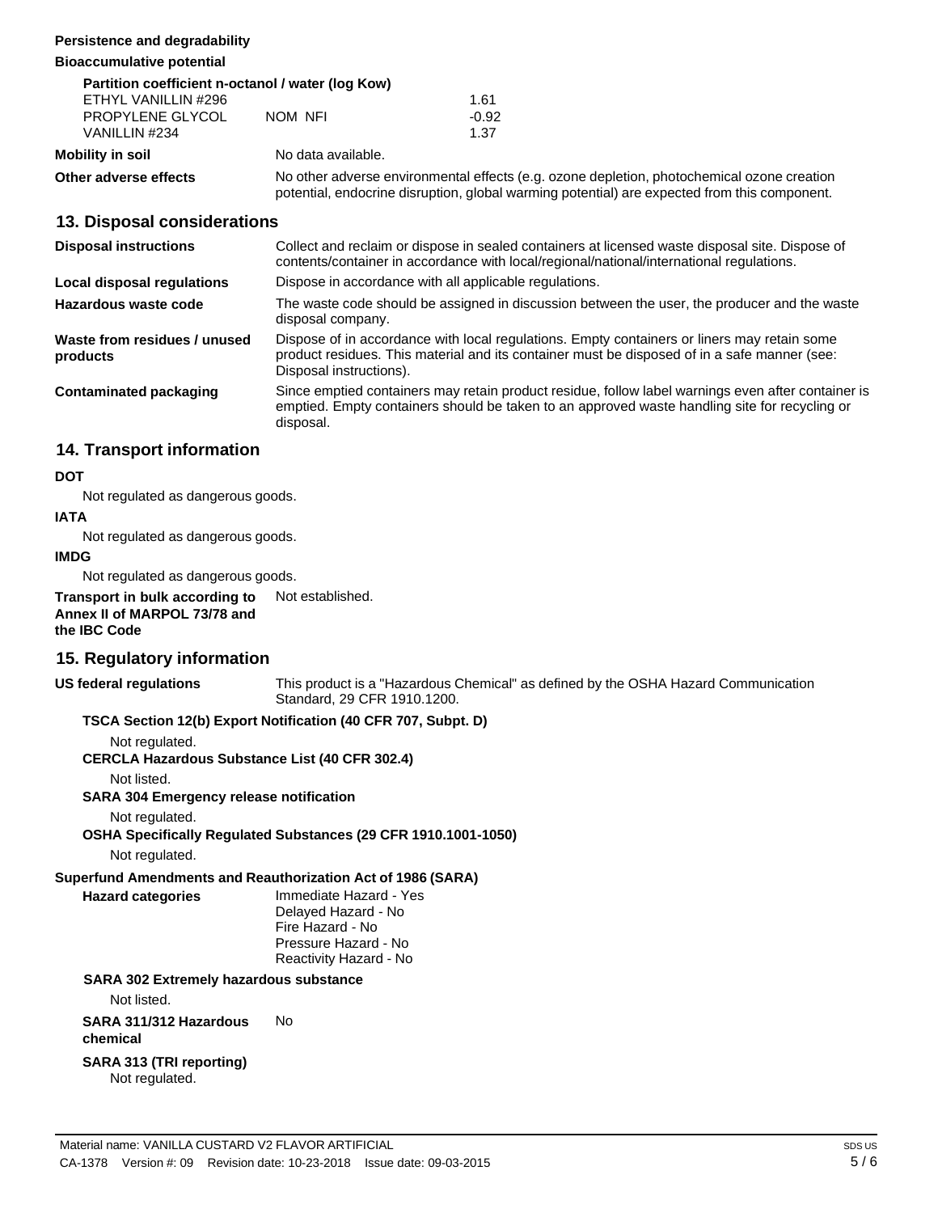**Persistence and degradability**

**Bioaccumulative potential**

**Partition coefficient n-octanol / water (log Kow)**

| | | |
|---|---|---|
| ETHYL VANILLIN #296 | | 1.61 |
| PROPYLENE GLYCOL | NOM NFI | -0.92 |
| VANILLIN #234 | | 1.37 |

**Mobility in soil** No data available.

**Other adverse effects** No other adverse environmental effects (e.g. ozone depletion, photochemical ozone creation potential, endocrine disruption, global warming potential) are expected from this component.

## 13. Disposal considerations

**Disposal instructions** Collect and reclaim or dispose in sealed containers at licensed waste disposal site. Dispose of contents/container in accordance with local/regional/national/international regulations.

**Local disposal regulations** Dispose in accordance with all applicable regulations.

**Hazardous waste code** The waste code should be assigned in discussion between the user, the producer and the waste disposal company.

**Waste from residues / unused products** Dispose of in accordance with local regulations. Empty containers or liners may retain some product residues. This material and its container must be disposed of in a safe manner (see: Disposal instructions).

**Contaminated packaging** Since emptied containers may retain product residue, follow label warnings even after container is emptied. Empty containers should be taken to an approved waste handling site for recycling or disposal.

## 14. Transport information

**DOT**

Not regulated as dangerous goods.

**IATA**

Not regulated as dangerous goods.

**IMDG**

Not regulated as dangerous goods.

**Transport in bulk according to Annex II of MARPOL 73/78 and the IBC Code** Not established.

## 15. Regulatory information

**US federal regulations** This product is a "Hazardous Chemical" as defined by the OSHA Hazard Communication Standard, 29 CFR 1910.1200.

**TSCA Section 12(b) Export Notification (40 CFR 707, Subpt. D)**

Not regulated.

**CERCLA Hazardous Substance List (40 CFR 302.4)**

Not listed.

**SARA 304 Emergency release notification**

Not regulated.

**OSHA Specifically Regulated Substances (29 CFR 1910.1001-1050)**

Not regulated.

**Superfund Amendments and Reauthorization Act of 1986 (SARA)**

**Hazard categories**
Immediate Hazard - Yes
Delayed Hazard - No
Fire Hazard - No
Pressure Hazard - No
Reactivity Hazard - No

**SARA 302 Extremely hazardous substance**

Not listed.

**SARA 311/312 Hazardous chemical** No

**SARA 313 (TRI reporting)**

Not regulated.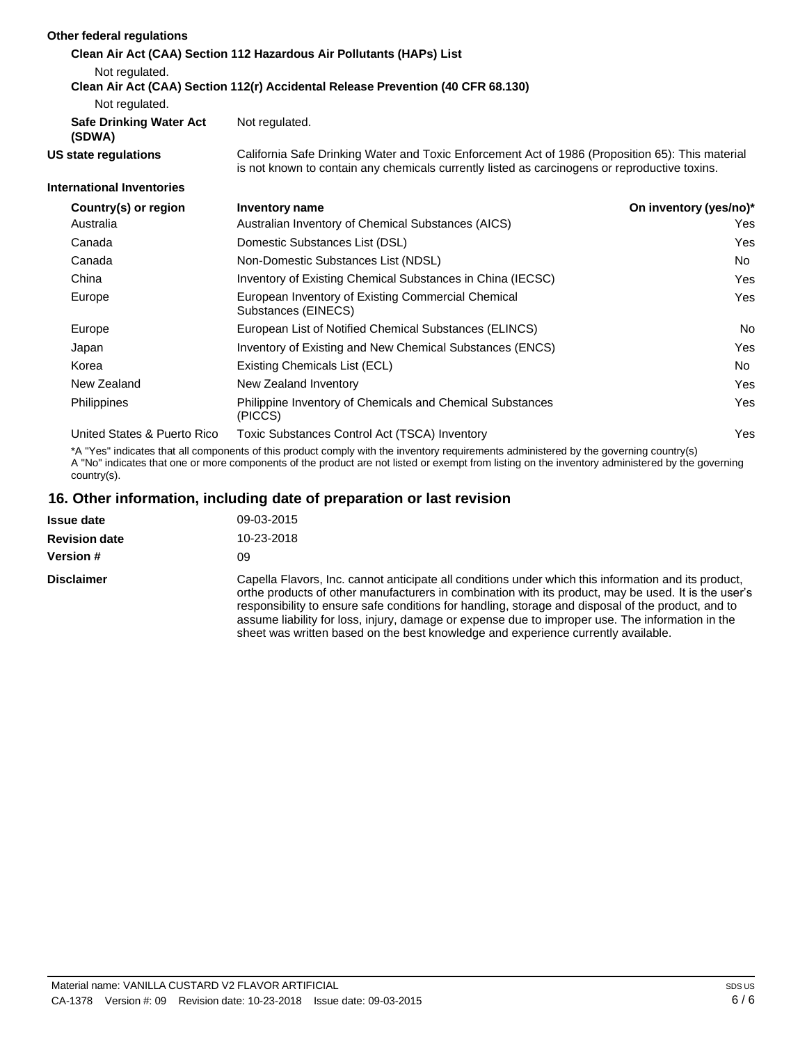**Other federal regulations**

**Clean Air Act (CAA) Section 112 Hazardous Air Pollutants (HAPs) List**

Not regulated.

**Clean Air Act (CAA) Section 112(r) Accidental Release Prevention (40 CFR 68.130)**

Not regulated.

**Safe Drinking Water Act (SDWA)** Not regulated.

**US state regulations** California Safe Drinking Water and Toxic Enforcement Act of 1986 (Proposition 65): This material is not known to contain any chemicals currently listed as carcinogens or reproductive toxins.

**International Inventories**

| Country(s) or region | Inventory name | On inventory (yes/no)* |
|---|---|---|
| Australia | Australian Inventory of Chemical Substances (AICS) | Yes |
| Canada | Domestic Substances List (DSL) | Yes |
| Canada | Non-Domestic Substances List (NDSL) | No |
| China | Inventory of Existing Chemical Substances in China (IECSC) | Yes |
| Europe | European Inventory of Existing Commercial Chemical Substances (EINECS) | Yes |
| Europe | European List of Notified Chemical Substances (ELINCS) | No |
| Japan | Inventory of Existing and New Chemical Substances (ENCS) | Yes |
| Korea | Existing Chemicals List (ECL) | No |
| New Zealand | New Zealand Inventory | Yes |
| Philippines | Philippine Inventory of Chemicals and Chemical Substances (PICCS) | Yes |
| United States & Puerto Rico | Toxic Substances Control Act (TSCA) Inventory | Yes |

*A "Yes" indicates that all components of this product comply with the inventory requirements administered by the governing country(s)
A "No" indicates that one or more components of the product are not listed or exempt from listing on the inventory administered by the governing country(s).

## 16. Other information, including date of preparation or last revision

**Issue date** 09-03-2015

**Revision date** 10-23-2018

**Version #** 09

**Disclaimer** Capella Flavors, Inc. cannot anticipate all conditions under which this information and its product, orthe products of other manufacturers in combination with its product, may be used. It is the user's responsibility to ensure safe conditions for handling, storage and disposal of the product, and to assume liability for loss, injury, damage or expense due to improper use. The information in the sheet was written based on the best knowledge and experience currently available.